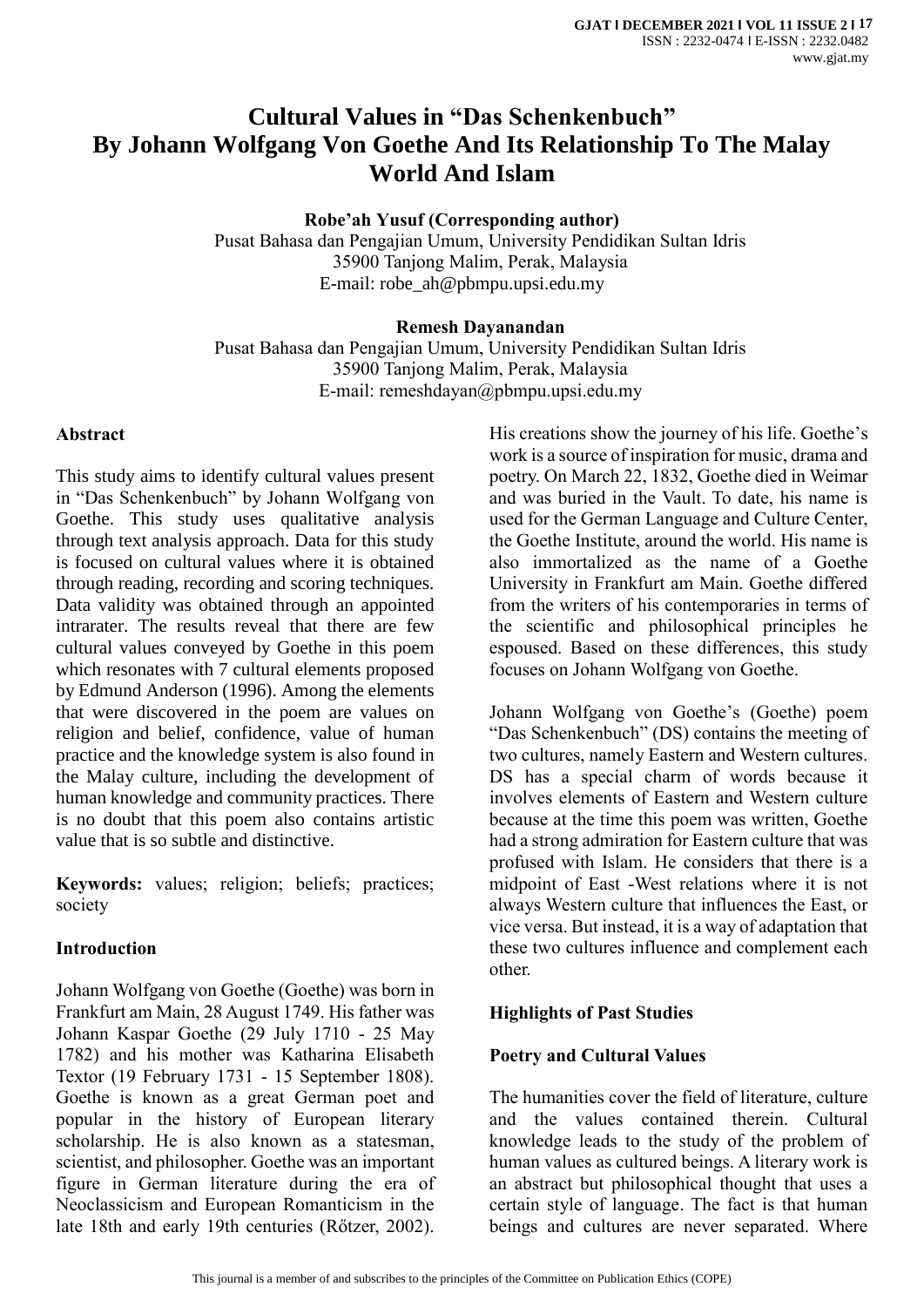# Cultural Values in "Das Schenkenbuch" By Johann Wolfgang Von Goethe And Its Relationship To The Malay World And Islam

**Robe'ah Yusuf (Corresponding author)**
Pusat Bahasa dan Pengajian Umum, University Pendidikan Sultan Idris
35900 Tanjong Malim, Perak, Malaysia
E-mail: robe_ah@pbmpu.upsi.edu.my

**Remesh Dayanandan**
Pusat Bahasa dan Pengajian Umum, University Pendidikan Sultan Idris
35900 Tanjong Malim, Perak, Malaysia
E-mail: remeshdayan@pbmpu.upsi.edu.my

## Abstract

This study aims to identify cultural values present in "Das Schenkenbuch" by Johann Wolfgang von Goethe. This study uses qualitative analysis through text analysis approach. Data for this study is focused on cultural values where it is obtained through reading, recording and scoring techniques. Data validity was obtained through an appointed intrarater. The results reveal that there are few cultural values conveyed by Goethe in this poem which resonates with 7 cultural elements proposed by Edmund Anderson (1996). Among the elements that were discovered in the poem are values on religion and belief, confidence, value of human practice and the knowledge system is also found in the Malay culture, including the development of human knowledge and community practices. There is no doubt that this poem also contains artistic value that is so subtle and distinctive.

**Keywords:** values; religion; beliefs; practices; society

## Introduction

Johann Wolfgang von Goethe (Goethe) was born in Frankfurt am Main, 28 August 1749. His father was Johann Kaspar Goethe (29 July 1710 - 25 May 1782) and his mother was Katharina Elisabeth Textor (19 February 1731 - 15 September 1808). Goethe is known as a great German poet and popular in the history of European literary scholarship. He is also known as a statesman, scientist, and philosopher. Goethe was an important figure in German literature during the era of Neoclassicism and European Romanticism in the late 18th and early 19th centuries (Rőtzer, 2002). His creations show the journey of his life. Goethe's work is a source of inspiration for music, drama and poetry. On March 22, 1832, Goethe died in Weimar and was buried in the Vault. To date, his name is used for the German Language and Culture Center, the Goethe Institute, around the world. His name is also immortalized as the name of a Goethe University in Frankfurt am Main. Goethe differed from the writers of his contemporaries in terms of the scientific and philosophical principles he espoused. Based on these differences, this study focuses on Johann Wolfgang von Goethe.

Johann Wolfgang von Goethe's (Goethe) poem "Das Schenkenbuch" (DS) contains the meeting of two cultures, namely Eastern and Western cultures. DS has a special charm of words because it involves elements of Eastern and Western culture because at the time this poem was written, Goethe had a strong admiration for Eastern culture that was profused with Islam. He considers that there is a midpoint of East -West relations where it is not always Western culture that influences the East, or vice versa. But instead, it is a way of adaptation that these two cultures influence and complement each other.

## Highlights of Past Studies

### Poetry and Cultural Values

The humanities cover the field of literature, culture and the values contained therein. Cultural knowledge leads to the study of the problem of human values as cultured beings. A literary work is an abstract but philosophical thought that uses a certain style of language. The fact is that human beings and cultures are never separated. Where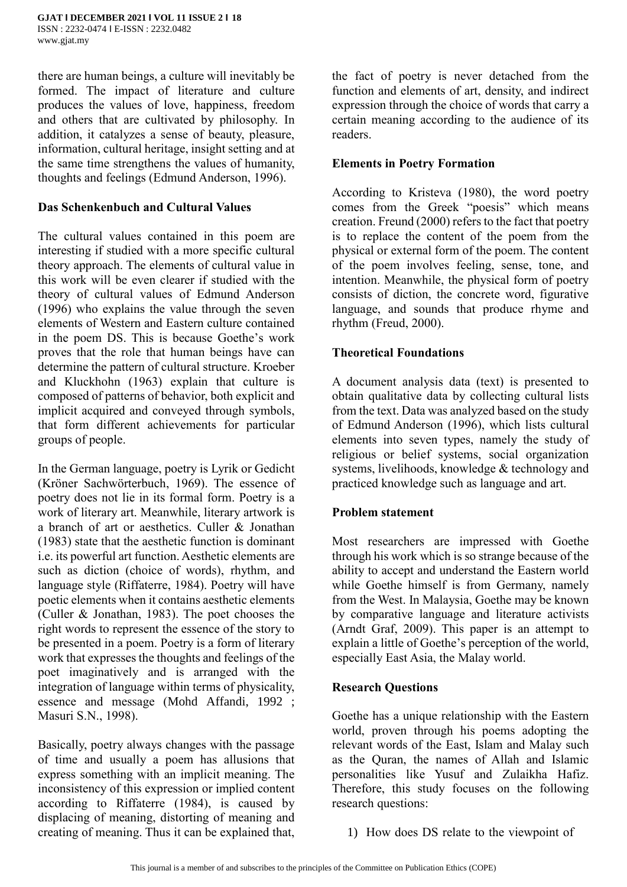there are human beings, a culture will inevitably be formed. The impact of literature and culture produces the values of love, happiness, freedom and others that are cultivated by philosophy. In addition, it catalyzes a sense of beauty, pleasure, information, cultural heritage, insight setting and at the same time strengthens the values of humanity, thoughts and feelings (Edmund Anderson, 1996).

### Das Schenkenbuch and Cultural Values

The cultural values contained in this poem are interesting if studied with a more specific cultural theory approach. The elements of cultural value in this work will be even clearer if studied with the theory of cultural values of Edmund Anderson (1996) who explains the value through the seven elements of Western and Eastern culture contained in the poem DS. This is because Goethe's work proves that the role that human beings have can determine the pattern of cultural structure. Kroeber and Kluckhohn (1963) explain that culture is composed of patterns of behavior, both explicit and implicit acquired and conveyed through symbols, that form different achievements for particular groups of people.

In the German language, poetry is Lyrik or Gedicht (Kröner Sachwörterbuch, 1969). The essence of poetry does not lie in its formal form. Poetry is a work of literary art. Meanwhile, literary artwork is a branch of art or aesthetics. Culler & Jonathan (1983) state that the aesthetic function is dominant i.e. its powerful art function. Aesthetic elements are such as diction (choice of words), rhythm, and language style (Riffaterre, 1984). Poetry will have poetic elements when it contains aesthetic elements (Culler & Jonathan, 1983). The poet chooses the right words to represent the essence of the story to be presented in a poem. Poetry is a form of literary work that expresses the thoughts and feelings of the poet imaginatively and is arranged with the integration of language within terms of physicality, essence and message (Mohd Affandi, 1992 ; Masuri S.N., 1998).

Basically, poetry always changes with the passage of time and usually a poem has allusions that express something with an implicit meaning. The inconsistency of this expression or implied content according to Riffaterre (1984), is caused by displacing of meaning, distorting of meaning and creating of meaning. Thus it can be explained that, the fact of poetry is never detached from the function and elements of art, density, and indirect expression through the choice of words that carry a certain meaning according to the audience of its readers.

### Elements in Poetry Formation

According to Kristeva (1980), the word poetry comes from the Greek "poesis" which means creation. Freund (2000) refers to the fact that poetry is to replace the content of the poem from the physical or external form of the poem. The content of the poem involves feeling, sense, tone, and intention. Meanwhile, the physical form of poetry consists of diction, the concrete word, figurative language, and sounds that produce rhyme and rhythm (Freud, 2000).

### Theoretical Foundations

A document analysis data (text) is presented to obtain qualitative data by collecting cultural lists from the text. Data was analyzed based on the study of Edmund Anderson (1996), which lists cultural elements into seven types, namely the study of religious or belief systems, social organization systems, livelihoods, knowledge & technology and practiced knowledge such as language and art.

### Problem statement

Most researchers are impressed with Goethe through his work which is so strange because of the ability to accept and understand the Eastern world while Goethe himself is from Germany, namely from the West. In Malaysia, Goethe may be known by comparative language and literature activists (Arndt Graf, 2009). This paper is an attempt to explain a little of Goethe's perception of the world, especially East Asia, the Malay world.

### Research Questions

Goethe has a unique relationship with the Eastern world, proven through his poems adopting the relevant words of the East, Islam and Malay such as the Quran, the names of Allah and Islamic personalities like Yusuf and Zulaikha Hafiz. Therefore, this study focuses on the following research questions:

1) How does DS relate to the viewpoint of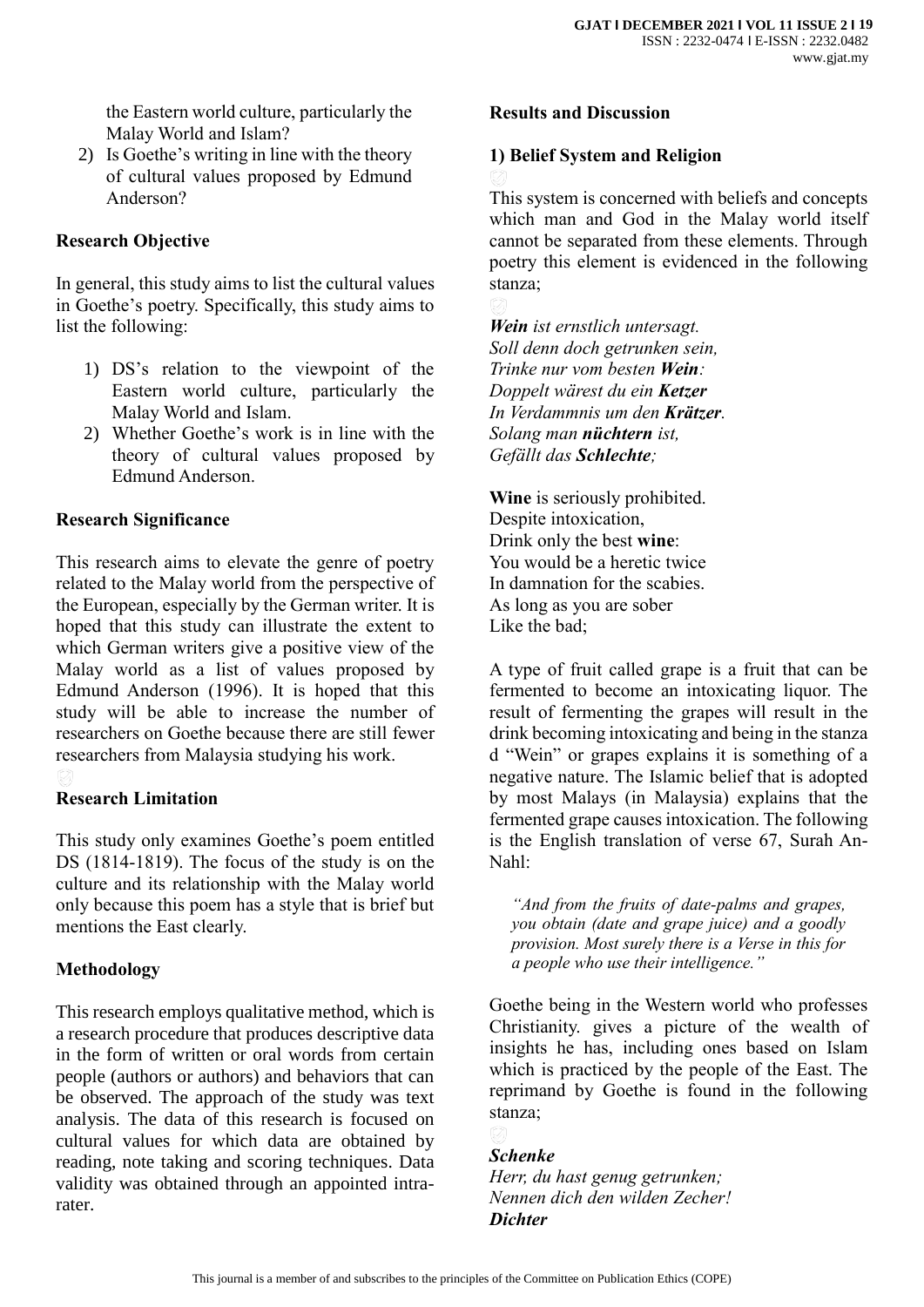the Eastern world culture, particularly the Malay World and Islam?

2) Is Goethe's writing in line with the theory of cultural values proposed by Edmund Anderson?

## Research Objective

In general, this study aims to list the cultural values in Goethe's poetry. Specifically, this study aims to list the following:

1) DS's relation to the viewpoint of the Eastern world culture, particularly the Malay World and Islam.
2) Whether Goethe's work is in line with the theory of cultural values proposed by Edmund Anderson.

## Research Significance

This research aims to elevate the genre of poetry related to the Malay world from the perspective of the European, especially by the German writer. It is hoped that this study can illustrate the extent to which German writers give a positive view of the Malay world as a list of values proposed by Edmund Anderson (1996). It is hoped that this study will be able to increase the number of researchers on Goethe because there are still fewer researchers from Malaysia studying his work.

## Research Limitation

This study only examines Goethe's poem entitled DS (1814-1819). The focus of the study is on the culture and its relationship with the Malay world only because this poem has a style that is brief but mentions the East clearly.

## Methodology

This research employs qualitative method, which is a research procedure that produces descriptive data in the form of written or oral words from certain people (authors or authors) and behaviors that can be observed. The approach of the study was text analysis. The data of this research is focused on cultural values for which data are obtained by reading, note taking and scoring techniques. Data validity was obtained through an appointed intra-rater.

## Results and Discussion

### 1) Belief System and Religion

This system is concerned with beliefs and concepts which man and God in the Malay world itself cannot be separated from these elements. Through poetry this element is evidenced in the following stanza;

***Wein*** *ist ernstlich untersagt.*
*Soll denn doch getrunken sein,*
*Trinke nur vom besten* ***Wein****:*
*Doppelt wärest du ein* ***Ketzer***
*In Verdammnis um den* ***Krätzer****.*
*Solang man* ***nüchtern*** *ist,*
*Gefällt das* ***Schlechte****;*

**Wine** is seriously prohibited.
Despite intoxication,
Drink only the best **wine**:
You would be a heretic twice
In damnation for the scabies.
As long as you are sober
Like the bad;

A type of fruit called grape is a fruit that can be fermented to become an intoxicating liquor. The result of fermenting the grapes will result in the drink becoming intoxicating and being in the stanza d "Wein" or grapes explains it is something of a negative nature. The Islamic belief that is adopted by most Malays (in Malaysia) explains that the fermented grape causes intoxication. The following is the English translation of verse 67, Surah An-Nahl:

> *"And from the fruits of date-palms and grapes, you obtain (date and grape juice) and a goodly provision. Most surely there is a Verse in this for a people who use their intelligence."*

Goethe being in the Western world who professes Christianity. gives a picture of the wealth of insights he has, including ones based on Islam which is practiced by the people of the East. The reprimand by Goethe is found in the following stanza;

***Schenke***
*Herr, du hast genug getrunken;*
*Nennen dich den wilden Zecher!*
***Dichter***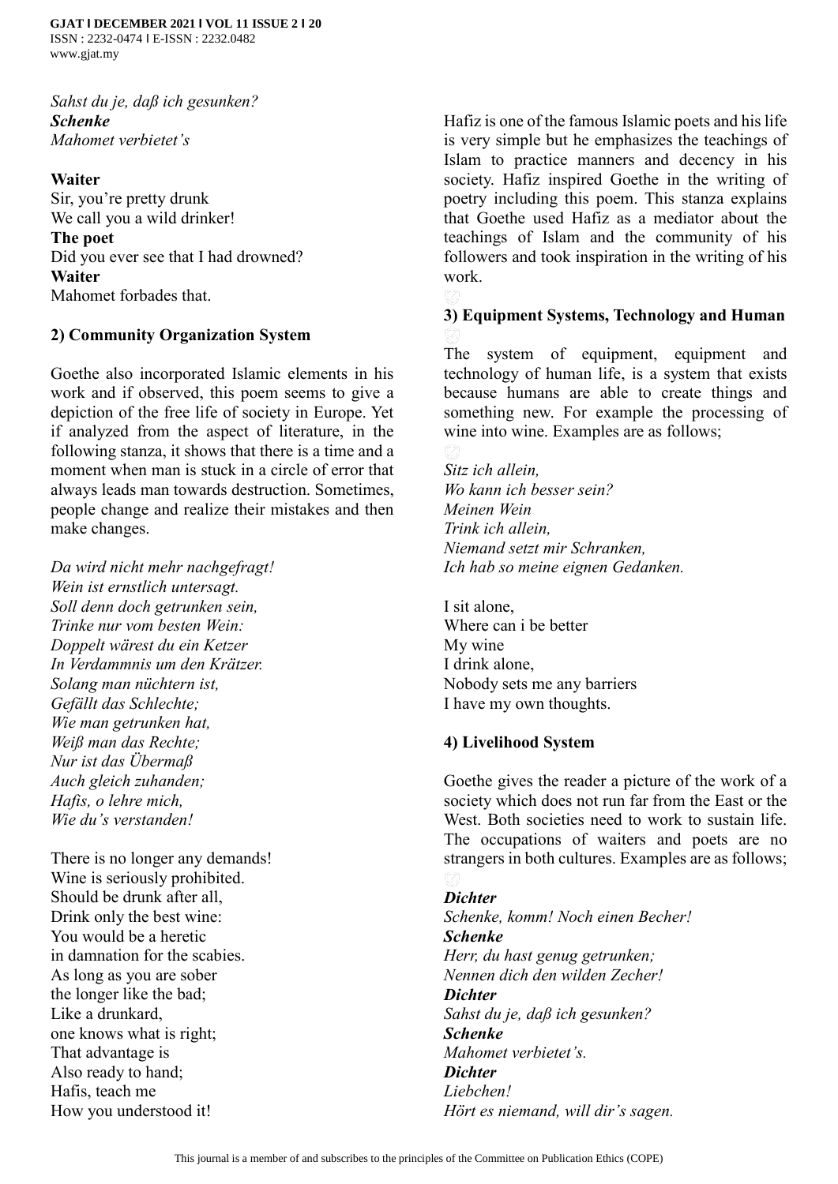*Sahst du je, daß ich gesunken?*
***Schenke***
*Mahomet verbietet's*

**Waiter**
Sir, you're pretty drunk
We call you a wild drinker!
**The poet**
Did you ever see that I had drowned?
**Waiter**
Mahomet forbades that.

### 2) Community Organization System

Goethe also incorporated Islamic elements in his work and if observed, this poem seems to give a depiction of the free life of society in Europe. Yet if analyzed from the aspect of literature, in the following stanza, it shows that there is a time and a moment when man is stuck in a circle of error that always leads man towards destruction. Sometimes, people change and realize their mistakes and then make changes.

*Da wird nicht mehr nachgefragt!*
*Wein ist ernstlich untersagt.*
*Soll denn doch getrunken sein,*
*Trinke nur vom besten Wein:*
*Doppelt wärest du ein Ketzer*
*In Verdammnis um den Krätzer.*
*Solang man nüchtern ist,*
*Gefällt das Schlechte;*
*Wie man getrunken hat,*
*Weiß man das Rechte;*
*Nur ist das Übermaß*
*Auch gleich zuhanden;*
*Hafis, o lehre mich,*
*Wie du's verstanden!*

There is no longer any demands!
Wine is seriously prohibited.
Should be drunk after all,
Drink only the best wine:
You would be a heretic
in damnation for the scabies.
As long as you are sober
the longer like the bad;
Like a drunkard,
one knows what is right;
That advantage is
Also ready to hand;
Hafis, teach me
How you understood it!

Hafiz is one of the famous Islamic poets and his life is very simple but he emphasizes the teachings of Islam to practice manners and decency in his society. Hafiz inspired Goethe in the writing of poetry including this poem. This stanza explains that Goethe used Hafiz as a mediator about the teachings of Islam and the community of his followers and took inspiration in the writing of his work.

### 3) Equipment Systems, Technology and Human

The system of equipment, equipment and technology of human life, is a system that exists because humans are able to create things and something new. For example the processing of wine into wine. Examples are as follows;

*Sitz ich allein,*
*Wo kann ich besser sein?*
*Meinen Wein*
*Trink ich allein,*
*Niemand setzt mir Schranken,*
*Ich hab so meine eignen Gedanken.*

I sit alone,
Where can i be better
My wine
I drink alone,
Nobody sets me any barriers
I have my own thoughts.

### 4) Livelihood System

Goethe gives the reader a picture of the work of a society which does not run far from the East or the West. Both societies need to work to sustain life. The occupations of waiters and poets are no strangers in both cultures. Examples are as follows;

***Dichter***
*Schenke, komm! Noch einen Becher!*
***Schenke***
*Herr, du hast genug getrunken;*
*Nennen dich den wilden Zecher!*
***Dichter***
*Sahst du je, daß ich gesunken?*
***Schenke***
*Mahomet verbietet's.*
***Dichter***
*Liebchen!*
*Hört es niemand, will dir's sagen.*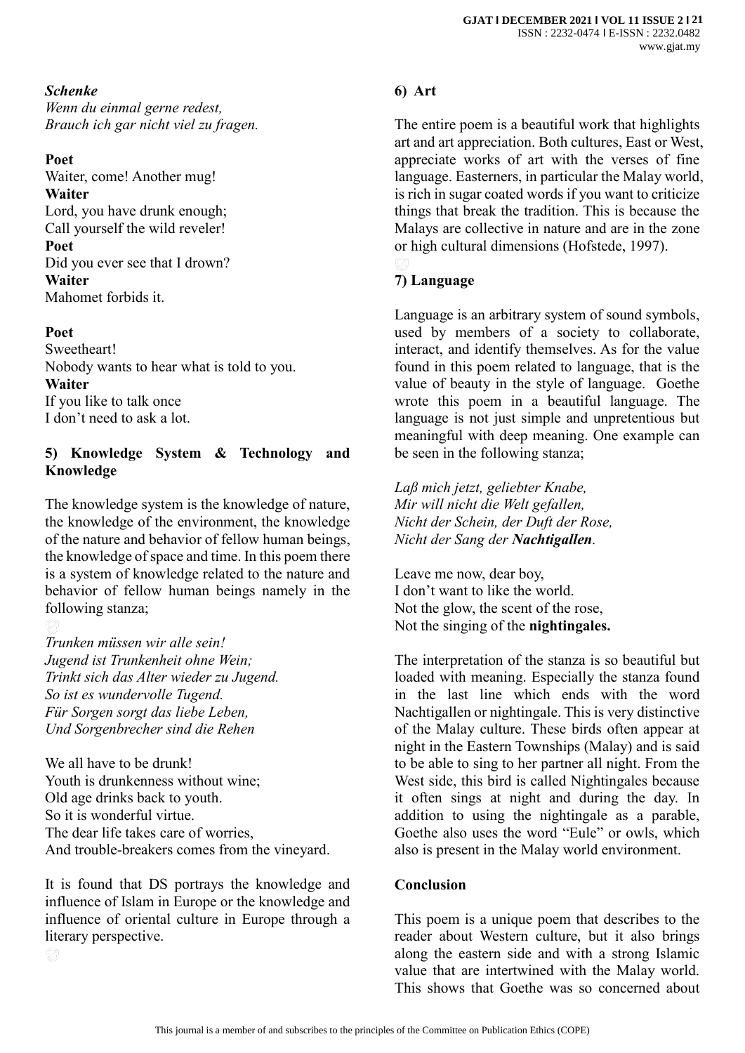***Schenke***
*Wenn du einmal gerne redest,*
*Brauch ich gar nicht viel zu fragen.*

**Poet**
Waiter, come! Another mug!
**Waiter**
Lord, you have drunk enough;
Call yourself the wild reveler!
**Poet**
Did you ever see that I drown?
**Waiter**
Mahomet forbids it.

**Poet**
Sweetheart!
Nobody wants to hear what is told to you.
**Waiter**
If you like to talk once
I don't need to ask a lot.

### 5) Knowledge System & Technology and Knowledge

The knowledge system is the knowledge of nature, the knowledge of the environment, the knowledge of the nature and behavior of fellow human beings, the knowledge of space and time. In this poem there is a system of knowledge related to the nature and behavior of fellow human beings namely in the following stanza;

*Trunken müssen wir alle sein!*
*Jugend ist Trunkenheit ohne Wein;*
*Trinkt sich das Alter wieder zu Jugend.*
*So ist es wundervolle Tugend.*
*Für Sorgen sorgt das liebe Leben,*
*Und Sorgenbrecher sind die Rehen*

We all have to be drunk!
Youth is drunkenness without wine;
Old age drinks back to youth.
So it is wonderful virtue.
The dear life takes care of worries,
And trouble-breakers comes from the vineyard.

It is found that DS portrays the knowledge and influence of Islam in Europe or the knowledge and influence of oriental culture in Europe through a literary perspective.

### 6) Art

The entire poem is a beautiful work that highlights art and art appreciation. Both cultures, East or West, appreciate works of art with the verses of fine language. Easterners, in particular the Malay world, is rich in sugar coated words if you want to criticize things that break the tradition. This is because the Malays are collective in nature and are in the zone or high cultural dimensions (Hofstede, 1997).

### 7) Language

Language is an arbitrary system of sound symbols, used by members of a society to collaborate, interact, and identify themselves. As for the value found in this poem related to language, that is the value of beauty in the style of language. Goethe wrote this poem in a beautiful language. The language is not just simple and unpretentious but meaningful with deep meaning. One example can be seen in the following stanza;

*Laß mich jetzt, geliebter Knabe,*
*Mir will nicht die Welt gefallen,*
*Nicht der Schein, der Duft der Rose,*
*Nicht der Sang der* ***Nachtigallen****.*

Leave me now, dear boy,
I don't want to like the world.
Not the glow, the scent of the rose,
Not the singing of the **nightingales.**

The interpretation of the stanza is so beautiful but loaded with meaning. Especially the stanza found in the last line which ends with the word Nachtigallen or nightingale. This is very distinctive of the Malay culture. These birds often appear at night in the Eastern Townships (Malay) and is said to be able to sing to her partner all night. From the West side, this bird is called Nightingales because it often sings at night and during the day. In addition to using the nightingale as a parable, Goethe also uses the word "Eule" or owls, which also is present in the Malay world environment.

## Conclusion

This poem is a unique poem that describes to the reader about Western culture, but it also brings along the eastern side and with a strong Islamic value that are intertwined with the Malay world. This shows that Goethe was so concerned about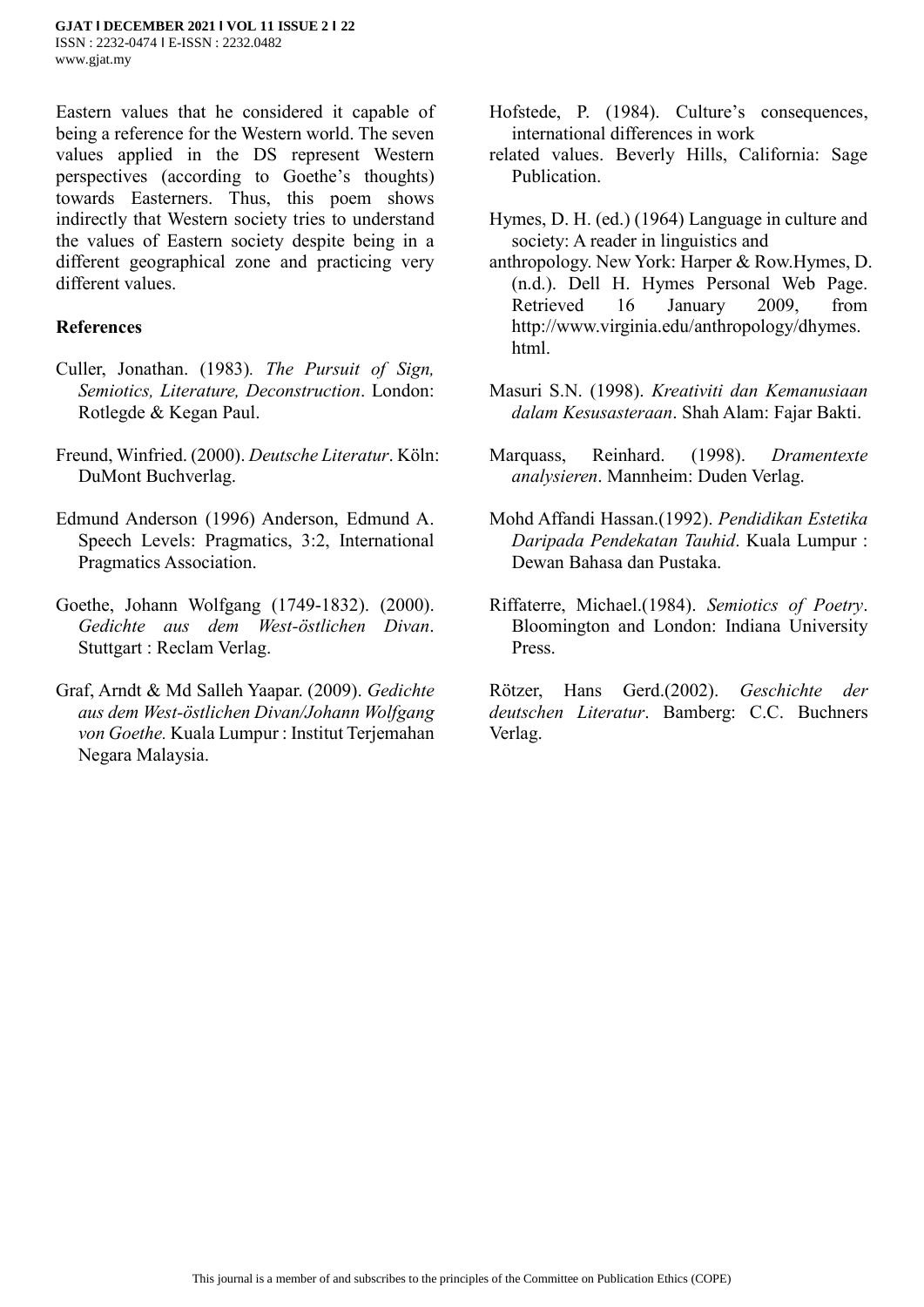Eastern values that he considered it capable of being a reference for the Western world. The seven values applied in the DS represent Western perspectives (according to Goethe's thoughts) towards Easterners. Thus, this poem shows indirectly that Western society tries to understand the values of Eastern society despite being in a different geographical zone and practicing very different values.

## References

Culler, Jonathan. (1983). *The Pursuit of Sign, Semiotics, Literature, Deconstruction*. London: Rotlegde & Kegan Paul.

Freund, Winfried. (2000). *Deutsche Literatur*. Köln: DuMont Buchverlag.

Edmund Anderson (1996) Anderson, Edmund A. Speech Levels: Pragmatics, 3:2, International Pragmatics Association.

Goethe, Johann Wolfgang (1749-1832). (2000). *Gedichte aus dem West-östlichen Divan*. Stuttgart : Reclam Verlag.

Graf, Arndt & Md Salleh Yaapar. (2009). *Gedichte aus dem West-östlichen Divan/Johann Wolfgang von Goethe.* Kuala Lumpur : Institut Terjemahan Negara Malaysia.

Hofstede, P. (1984). Culture's consequences, international differences in work
related values. Beverly Hills, California: Sage Publication.

Hymes, D. H. (ed.) (1964) Language in culture and society: A reader in linguistics and
anthropology. New York: Harper & Row.Hymes, D. (n.d.). Dell H. Hymes Personal Web Page. Retrieved 16 January 2009, from http://www.virginia.edu/anthropology/dhymes.html.

Masuri S.N. (1998). *Kreativiti dan Kemanusiaan dalam Kesusasteraan*. Shah Alam: Fajar Bakti.

Marquass, Reinhard. (1998). *Dramentexte analysieren*. Mannheim: Duden Verlag.

Mohd Affandi Hassan.(1992). *Pendidikan Estetika Daripada Pendekatan Tauhid*. Kuala Lumpur : Dewan Bahasa dan Pustaka.

Riffaterre, Michael.(1984). *Semiotics of Poetry*. Bloomington and London: Indiana University Press.

Rötzer, Hans Gerd.(2002). *Geschichte der deutschen Literatur*. Bamberg: C.C. Buchners Verlag.